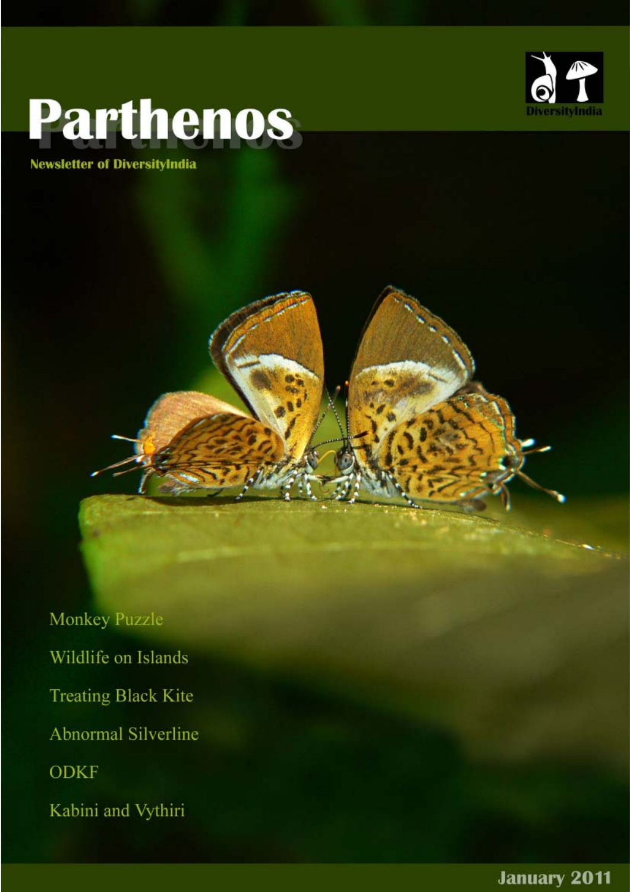# Parthenos

**Newsletter of DiversityIndia**

DiversityIndia

Monkey Puzzle

Wildlife on Islands

Treating Black Kite

Abnormal Silverline

ODKF

Kabini and Vythiri

January 2011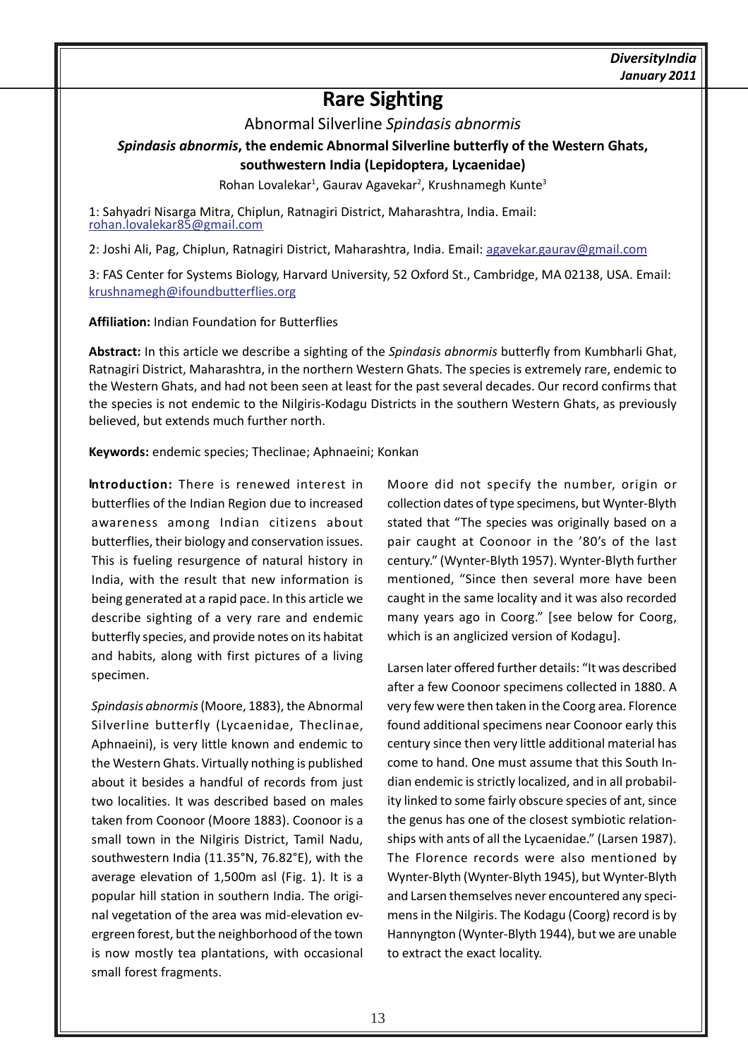# Rare Sighting

## Abnormal Silverline *Spindasis abnormis*

### *Spindasis abnormis*, the endemic Abnormal Silverline butterfly of the Western Ghats, southwestern India (Lepidoptera, Lycaenidae)

Rohan Lovalekar[1], Gaurav Agavekar[2], Krushnamegh Kunte[3]

1: Sahyadri Nisarga Mitra, Chiplun, Ratnagiri District, Maharashtra, India. Email: rohan.lovalekar85@gmail.com

2: Joshi Ali, Pag, Chiplun, Ratnagiri District, Maharashtra, India. Email: agavekar.gaurav@gmail.com

3: FAS Center for Systems Biology, Harvard University, 52 Oxford St., Cambridge, MA 02138, USA. Email: krushnamegh@ifoundbutterflies.org

**Affiliation:** Indian Foundation for Butterflies

**Abstract:** In this article we describe a sighting of the *Spindasis abnormis* butterfly from Kumbharli Ghat, Ratnagiri District, Maharashtra, in the northern Western Ghats. The species is extremely rare, endemic to the Western Ghats, and had not been seen at least for the past several decades. Our record confirms that the species is not endemic to the Nilgiris-Kodagu Districts in the southern Western Ghats, as previously believed, but extends much further north.

**Keywords:** endemic species; Theclinae; Aphnaeini; Konkan

**Introduction:** There is renewed interest in butterflies of the Indian Region due to increased awareness among Indian citizens about butterflies, their biology and conservation issues. This is fueling resurgence of natural history in India, with the result that new information is being generated at a rapid pace. In this article we describe sighting of a very rare and endemic butterfly species, and provide notes on its habitat and habits, along with first pictures of a living specimen.

*Spindasis abnormis* (Moore, 1883), the Abnormal Silverline butterfly (Lycaenidae, Theclinae, Aphnaeini), is very little known and endemic to the Western Ghats. Virtually nothing is published about it besides a handful of records from just two localities. It was described based on males taken from Coonoor (Moore 1883). Coonoor is a small town in the Nilgiris District, Tamil Nadu, southwestern India (11.35°N, 76.82°E), with the average elevation of 1,500m asl (Fig. 1). It is a popular hill station in southern India. The original vegetation of the area was mid-elevation evergreen forest, but the neighborhood of the town is now mostly tea plantations, with occasional small forest fragments.

Moore did not specify the number, origin or collection dates of type specimens, but Wynter-Blyth stated that "The species was originally based on a pair caught at Coonoor in the '80's of the last century." (Wynter-Blyth 1957). Wynter-Blyth further mentioned, "Since then several more have been caught in the same locality and it was also recorded many years ago in Coorg." [see below for Coorg, which is an anglicized version of Kodagu].

Larsen later offered further details: "It was described after a few Coonoor specimens collected in 1880. A very few were then taken in the Coorg area. Florence found additional specimens near Coonoor early this century since then very little additional material has come to hand. One must assume that this South Indian endemic is strictly localized, and in all probability linked to some fairly obscure species of ant, since the genus has one of the closest symbiotic relationships with ants of all the Lycaenidae." (Larsen 1987). The Florence records were also mentioned by Wynter-Blyth (Wynter-Blyth 1945), but Wynter-Blyth and Larsen themselves never encountered any specimens in the Nilgiris. The Kodagu (Coorg) record is by Hannyngton (Wynter-Blyth 1944), but we are unable to extract the exact locality.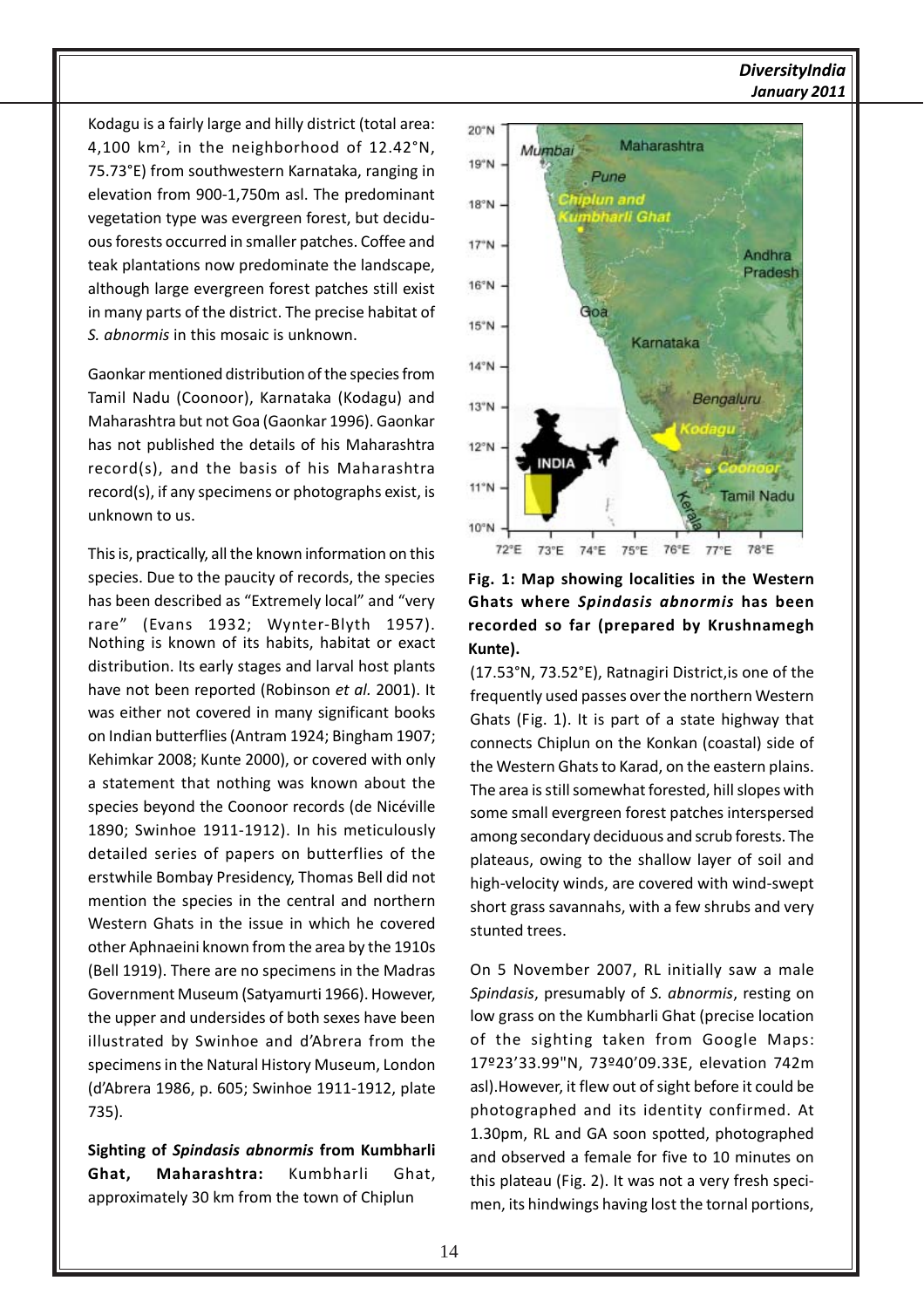Kodagu is a fairly large and hilly district (total area: 4,100 km², in the neighborhood of 12.42°N, 75.73°E) from southwestern Karnataka, ranging in elevation from 900-1,750m asl. The predominant vegetation type was evergreen forest, but deciduous forests occurred in smaller patches. Coffee and teak plantations now predominate the landscape, although large evergreen forest patches still exist in many parts of the district. The precise habitat of *S. abnormis* in this mosaic is unknown.

Gaonkar mentioned distribution of the species from Tamil Nadu (Coonoor), Karnataka (Kodagu) and Maharashtra but not Goa (Gaonkar 1996). Gaonkar has not published the details of his Maharashtra record(s), and the basis of his Maharashtra record(s), if any specimens or photographs exist, is unknown to us.

This is, practically, all the known information on this species. Due to the paucity of records, the species has been described as "Extremely local" and "very rare" (Evans 1932; Wynter-Blyth 1957). Nothing is known of its habits, habitat or exact distribution. Its early stages and larval host plants have not been reported (Robinson *et al.* 2001). It was either not covered in many significant books on Indian butterflies (Antram 1924; Bingham 1907; Kehimkar 2008; Kunte 2000), or covered with only a statement that nothing was known about the species beyond the Coonoor records (de Nicéville 1890; Swinhoe 1911-1912). In his meticulously detailed series of papers on butterflies of the erstwhile Bombay Presidency, Thomas Bell did not mention the species in the central and northern Western Ghats in the issue in which he covered other Aphnaeini known from the area by the 1910s (Bell 1919). There are no specimens in the Madras Government Museum (Satyamurti 1966). However, the upper and undersides of both sexes have been illustrated by Swinhoe and d'Abrera from the specimens in the Natural History Museum, London (d'Abrera 1986, p. 605; Swinhoe 1911-1912, plate 735).

**Sighting of *Spindasis abnormis* from Kumbharli Ghat, Maharashtra:** Kumbharli Ghat, approximately 30 km from the town of Chiplun (17.53°N, 73.52°E), Ratnagiri District,is one of the frequently used passes over the northern Western Ghats (Fig. 1). It is part of a state highway that connects Chiplun on the Konkan (coastal) side of the Western Ghats to Karad, on the eastern plains. The area is still somewhat forested, hill slopes with some small evergreen forest patches interspersed among secondary deciduous and scrub forests. The plateaus, owing to the shallow layer of soil and high-velocity winds, are covered with wind-swept short grass savannahs, with a few shrubs and very stunted trees.

**Fig. 1: Map showing localities in the Western Ghats where *Spindasis abnormis* has been recorded so far (prepared by Krushnamegh Kunte).**

On 5 November 2007, RL initially saw a male *Spindasis*, presumably of *S. abnormis*, resting on low grass on the Kumbharli Ghat (precise location of the sighting taken from Google Maps: 17º23'33.99"N, 73º40'09.33E, elevation 742m asl).However, it flew out of sight before it could be photographed and its identity confirmed. At 1.30pm, RL and GA soon spotted, photographed and observed a female for five to 10 minutes on this plateau (Fig. 2). It was not a very fresh specimen, its hindwings having lost the tornal portions,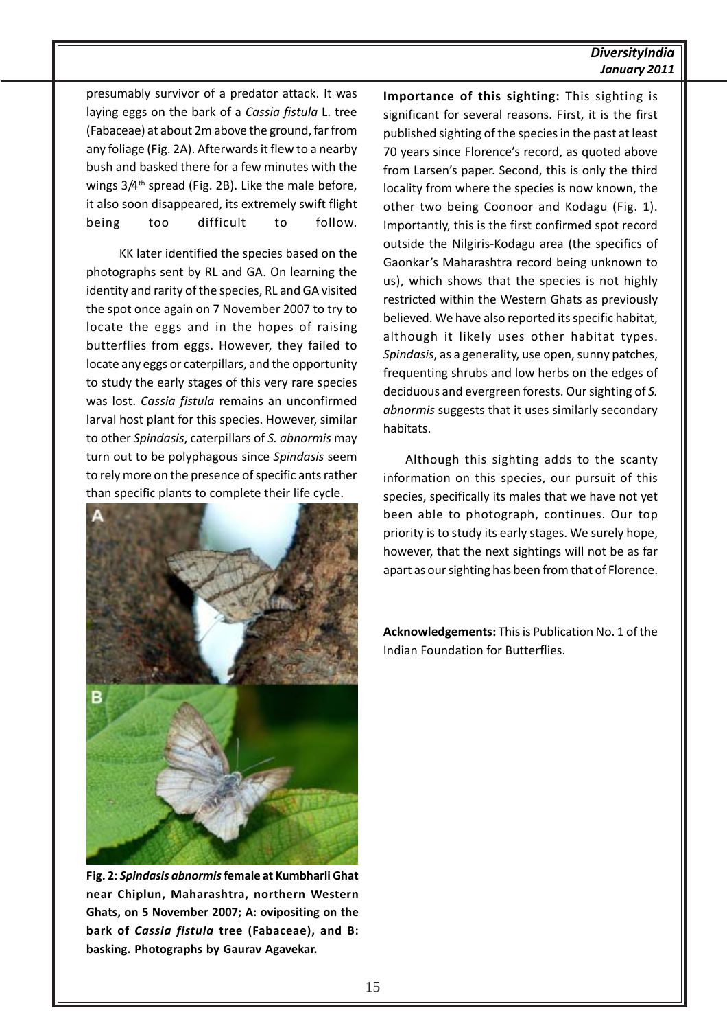presumably survivor of a predator attack. It was laying eggs on the bark of a *Cassia fistula* L. tree (Fabaceae) at about 2m above the ground, far from any foliage (Fig. 2A). Afterwards it flew to a nearby bush and basked there for a few minutes with the wings 3/4th spread (Fig. 2B). Like the male before, it also soon disappeared, its extremely swift flight being too difficult to follow.

KK later identified the species based on the photographs sent by RL and GA. On learning the identity and rarity of the species, RL and GA visited the spot once again on 7 November 2007 to try to locate the eggs and in the hopes of raising butterflies from eggs. However, they failed to locate any eggs or caterpillars, and the opportunity to study the early stages of this very rare species was lost. *Cassia fistula* remains an unconfirmed larval host plant for this species. However, similar to other *Spindasis*, caterpillars of *S. abnormis* may turn out to be polyphagous since *Spindasis* seem to rely more on the presence of specific ants rather than specific plants to complete their life cycle.

**Fig. 2: *Spindasis abnormis* female at Kumbharli Ghat near Chiplun, Maharashtra, northern Western Ghats, on 5 November 2007; A: ovipositing on the bark of *Cassia fistula* tree (Fabaceae), and B: basking. Photographs by Gaurav Agavekar.**

**Importance of this sighting:** This sighting is significant for several reasons. First, it is the first published sighting of the species in the past at least 70 years since Florence's record, as quoted above from Larsen's paper. Second, this is only the third locality from where the species is now known, the other two being Coonoor and Kodagu (Fig. 1). Importantly, this is the first confirmed spot record outside the Nilgiris-Kodagu area (the specifics of Gaonkar's Maharashtra record being unknown to us), which shows that the species is not highly restricted within the Western Ghats as previously believed. We have also reported its specific habitat, although it likely uses other habitat types. *Spindasis*, as a generality, use open, sunny patches, frequenting shrubs and low herbs on the edges of deciduous and evergreen forests. Our sighting of *S. abnormis* suggests that it uses similarly secondary habitats.

Although this sighting adds to the scanty information on this species, our pursuit of this species, specifically its males that we have not yet been able to photograph, continues. Our top priority is to study its early stages. We surely hope, however, that the next sightings will not be as far apart as our sighting has been from that of Florence.

**Acknowledgements:** This is Publication No. 1 of the Indian Foundation for Butterflies.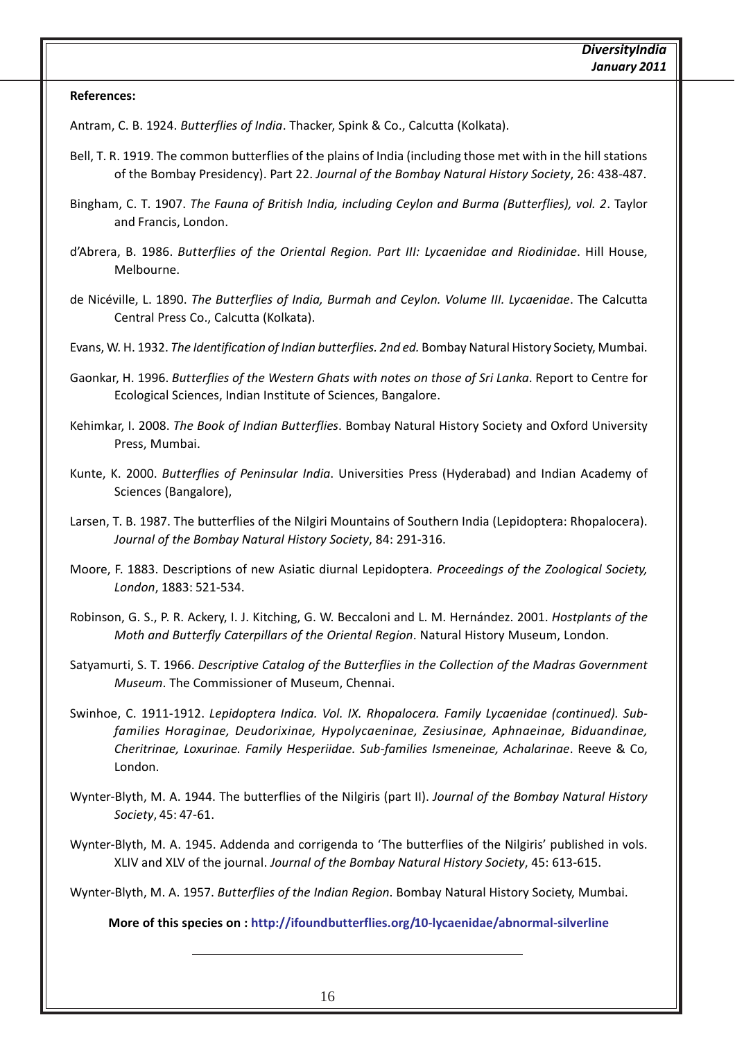**References:**

Antram, C. B. 1924. *Butterflies of India*. Thacker, Spink & Co., Calcutta (Kolkata).

Bell, T. R. 1919. The common butterflies of the plains of India (including those met with in the hill stations of the Bombay Presidency). Part 22. *Journal of the Bombay Natural History Society*, 26: 438-487.

Bingham, C. T. 1907. *The Fauna of British India, including Ceylon and Burma (Butterflies), vol. 2*. Taylor and Francis, London.

d'Abrera, B. 1986. *Butterflies of the Oriental Region. Part III: Lycaenidae and Riodinidae*. Hill House, Melbourne.

de Nicéville, L. 1890. *The Butterflies of India, Burmah and Ceylon. Volume III. Lycaenidae*. The Calcutta Central Press Co., Calcutta (Kolkata).

Evans, W. H. 1932. *The Identification of Indian butterflies. 2nd ed.* Bombay Natural History Society, Mumbai.

Gaonkar, H. 1996. *Butterflies of the Western Ghats with notes on those of Sri Lanka*. Report to Centre for Ecological Sciences, Indian Institute of Sciences, Bangalore.

Kehimkar, I. 2008. *The Book of Indian Butterflies*. Bombay Natural History Society and Oxford University Press, Mumbai.

Kunte, K. 2000. *Butterflies of Peninsular India*. Universities Press (Hyderabad) and Indian Academy of Sciences (Bangalore),

Larsen, T. B. 1987. The butterflies of the Nilgiri Mountains of Southern India (Lepidoptera: Rhopalocera). *Journal of the Bombay Natural History Society*, 84: 291-316.

Moore, F. 1883. Descriptions of new Asiatic diurnal Lepidoptera. *Proceedings of the Zoological Society, London*, 1883: 521-534.

Robinson, G. S., P. R. Ackery, I. J. Kitching, G. W. Beccaloni and L. M. Hernández. 2001. *Hostplants of the Moth and Butterfly Caterpillars of the Oriental Region*. Natural History Museum, London.

Satyamurti, S. T. 1966. *Descriptive Catalog of the Butterflies in the Collection of the Madras Government Museum*. The Commissioner of Museum, Chennai.

Swinhoe, C. 1911-1912. *Lepidoptera Indica. Vol. IX. Rhopalocera. Family Lycaenidae (continued). Sub-families Horaginae, Deudorixinae, Hypolycaeninae, Zesiusinae, Aphnaeinae, Biduandinae, Cheritrinae, Loxurinae. Family Hesperiidae. Sub-families Ismeneinae, Achalarinae*. Reeve & Co, London.

Wynter-Blyth, M. A. 1944. The butterflies of the Nilgiris (part II). *Journal of the Bombay Natural History Society*, 45: 47-61.

Wynter-Blyth, M. A. 1945. Addenda and corrigenda to 'The butterflies of the Nilgiris' published in vols. XLIV and XLV of the journal. *Journal of the Bombay Natural History Society*, 45: 613-615.

Wynter-Blyth, M. A. 1957. *Butterflies of the Indian Region*. Bombay Natural History Society, Mumbai.

**More of this species on : http://ifoundbutterflies.org/10-lycaenidae/abnormal-silverline**